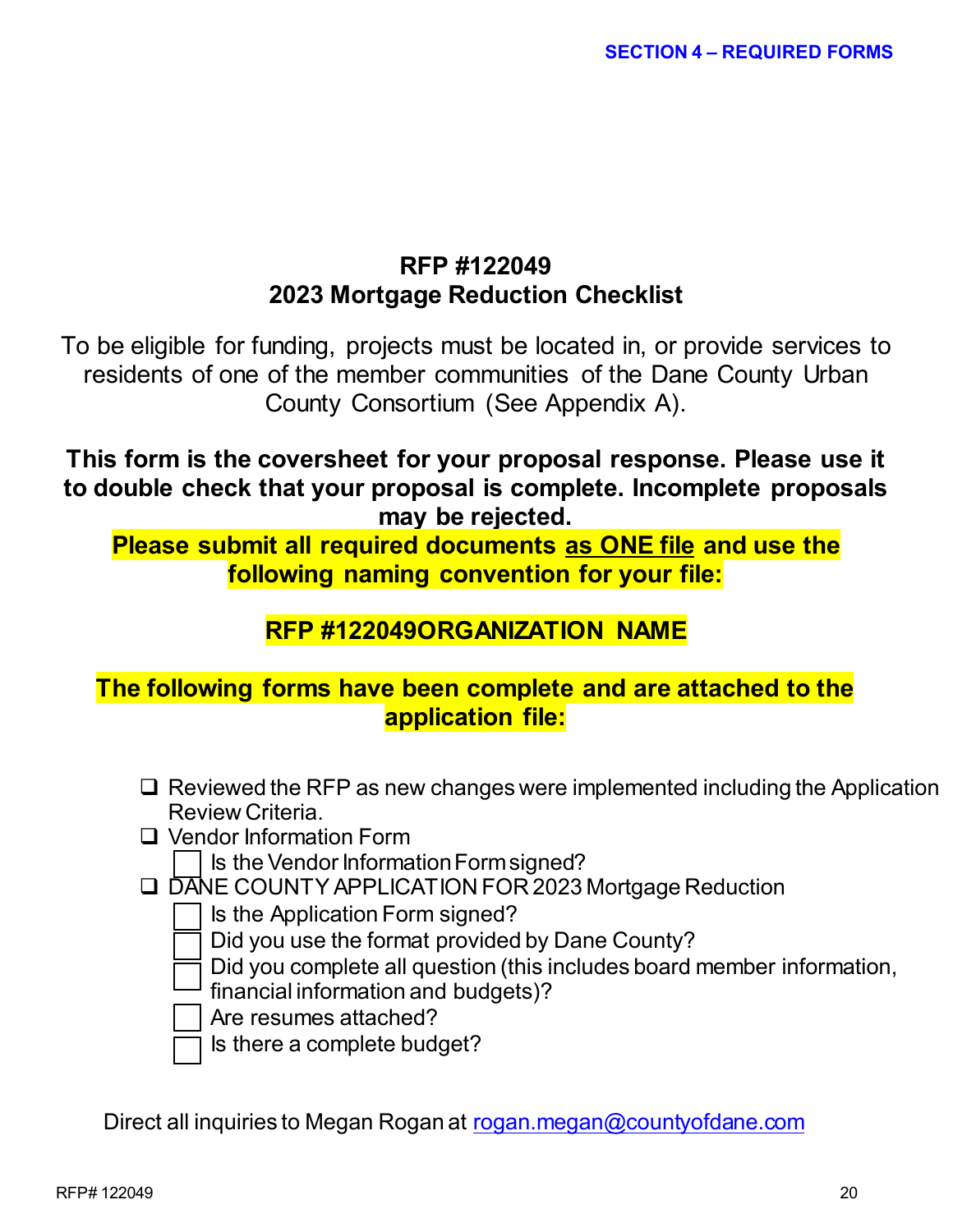**SECTION 4 – REQUIRED FORMS**

# RFP #122049
## 2023 Mortgage Reduction Checklist

To be eligible for funding, projects must be located in, or provide services to residents of one of the member communities of the Dane County Urban County Consortium (See Appendix A).

**This form is the coversheet for your proposal response. Please use it to double check that your proposal is complete. Incomplete proposals may be rejected.**

**Please submit all required documents as ONE file and use the following naming convention for your file:**

**RFP #122049ORGANIZATION NAME**

**The following forms have been complete and are attached to the application file:**

- ❑ Reviewed the RFP as new changes were implemented including the Application Review Criteria.
- ❑ Vendor Information Form
  - ☐ Is the Vendor Information Form signed?
- ❑ DANE COUNTY APPLICATION FOR 2023 Mortgage Reduction
  - ☐ Is the Application Form signed?
  - ☐ Did you use the format provided by Dane County?
  - ☐ Did you complete all question (this includes board member information, financial information and budgets)?
  - ☐ Are resumes attached?
  - ☐ Is there a complete budget?

Direct all inquiries to Megan Rogan at rogan.megan@countyofdane.com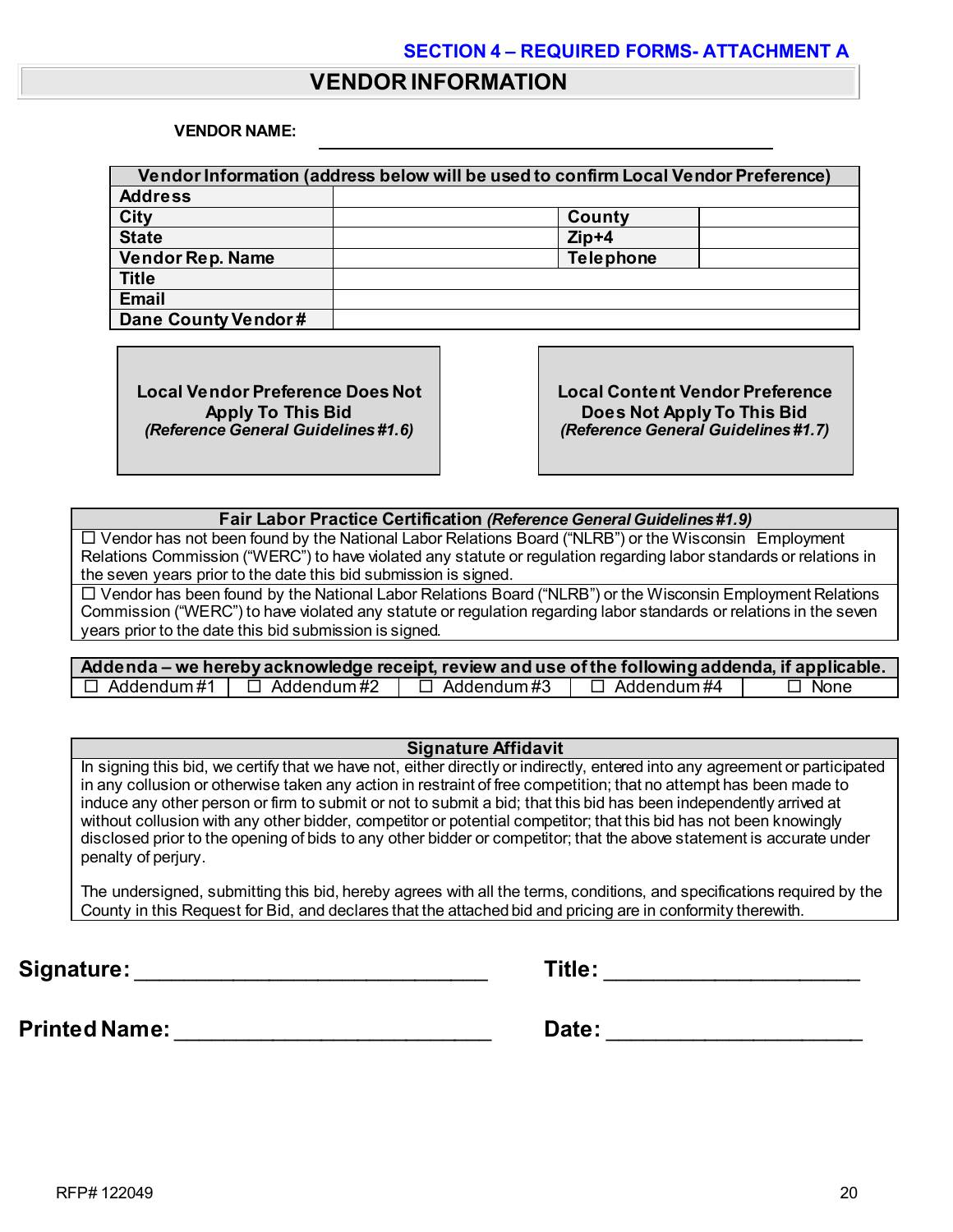**SECTION 4 – REQUIRED FORMS- ATTACHMENT A**

# VENDOR INFORMATION

**VENDOR NAME:** ______________________________________________

| Vendor Information (address below will be used to confirm Local Vendor Preference) | | | |
|---|---|---|---|
| **Address** | | | |
| **City** | | **County** | |
| **State** | | **Zip+4** | |
| **Vendor Rep. Name** | | **Telephone** | |
| **Title** | | | |
| **Email** | | | |
| **Dane County Vendor #** | | | |

| **Local Vendor Preference Does Not Apply To This Bid** *(Reference General Guidelines #1.6)* | **Local Content Vendor Preference Does Not Apply To This Bid** *(Reference General Guidelines #1.7)* |
|---|---|

| **Fair Labor Practice Certification** *(Reference General Guidelines #1.9)* |
|---|
| ☐ Vendor has not been found by the National Labor Relations Board ("NLRB") or the Wisconsin Employment Relations Commission ("WERC") to have violated any statute or regulation regarding labor standards or relations in the seven years prior to the date this bid submission is signed. |
| ☐ Vendor has been found by the National Labor Relations Board ("NLRB") or the Wisconsin Employment Relations Commission ("WERC") to have violated any statute or regulation regarding labor standards or relations in the seven years prior to the date this bid submission is signed. |

| **Addenda – we hereby acknowledge receipt, review and use of the following addenda, if applicable.** | | | | |
|---|---|---|---|---|
| ☐ Addendum #1 | ☐ Addendum #2 | ☐ Addendum #3 | ☐ Addendum #4 | ☐ None |

| **Signature Affidavit** |
|---|
| In signing this bid, we certify that we have not, either directly or indirectly, entered into any agreement or participated in any collusion or otherwise taken any action in restraint of free competition; that no attempt has been made to induce any other person or firm to submit or not to submit a bid; that this bid has been independently arrived at without collusion with any other bidder, competitor or potential competitor; that this bid has not been knowingly disclosed prior to the opening of bids to any other bidder or competitor; that the above statement is accurate under penalty of perjury.<br><br>The undersigned, submitting this bid, hereby agrees with all the terms, conditions, and specifications required by the County in this Request for Bid, and declares that the attached bid and pricing are in conformity therewith. |

**Signature:** ______________________________ **Title:** ______________________

**Printed Name:** __________________________ **Date:** ______________________

RFP# 122049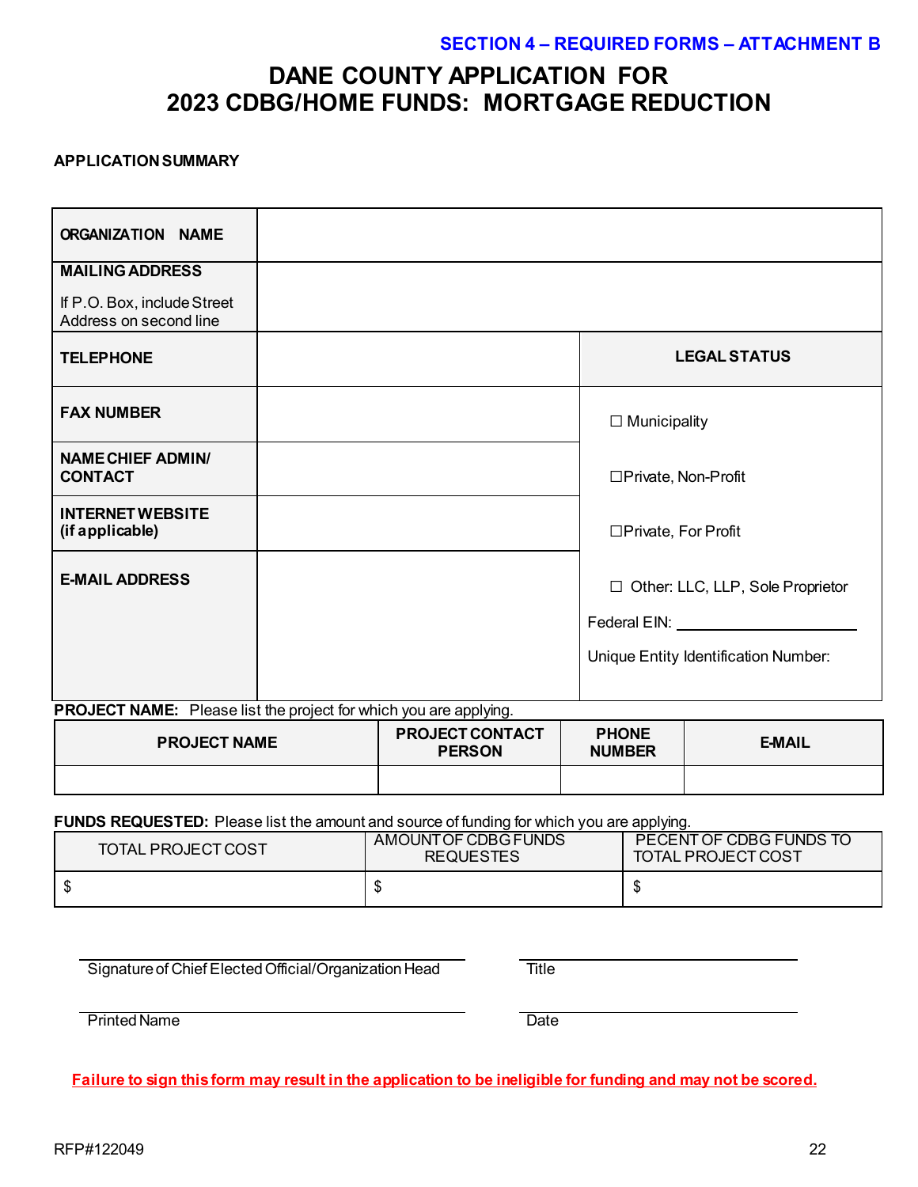SECTION 4 – REQUIRED FORMS – ATTACHMENT B

# DANE COUNTY APPLICATION FOR 2023 CDBG/HOME FUNDS: MORTGAGE REDUCTION

**APPLICATION SUMMARY**

| | | |
|---|---|---|
| **ORGANIZATION NAME** | | |
| **MAILING ADDRESS**<br>If P.O. Box, include Street Address on second line | | |
| **TELEPHONE** | | **LEGAL STATUS** |
| **FAX NUMBER** | | ☐ Municipality<br>☐Private, Non-Profit<br>☐Private, For Profit<br>☐ Other: LLC, LLP, Sole Proprietor<br>Federal EIN: ____________<br>Unique Entity Identification Number: |
| **NAME CHIEF ADMIN/ CONTACT** | | |
| **INTERNET WEBSITE (if applicable)** | | |
| **E-MAIL ADDRESS** | | |

**PROJECT NAME:** Please list the project for which you are applying.

| PROJECT NAME | PROJECT CONTACT PERSON | PHONE NUMBER | E-MAIL |
|---|---|---|---|
| | | | |

**FUNDS REQUESTED:** Please list the amount and source of funding for which you are applying.

| TOTAL PROJECT COST | AMOUNT OF CDBG FUNDS REQUESTES | PECENT OF CDBG FUNDS TO TOTAL PROJECT COST |
|---|---|---|
| $ | $ | $ |

______________________________ Signature of Chief Elected Official/Organization Head

______________________________ Title

______________________________ Printed Name

______________________________ Date

**Failure to sign this form may result in the application to be ineligible for funding and may not be scored.**

RFP#122049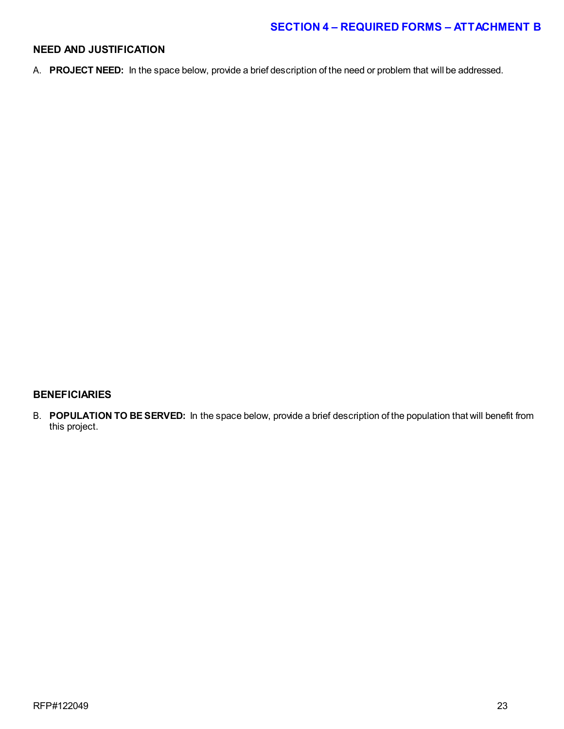## SECTION 4 – REQUIRED FORMS – ATTACHMENT B

### NEED AND JUSTIFICATION

A. **PROJECT NEED:** In the space below, provide a brief description of the need or problem that will be addressed.

### BENEFICIARIES

B. **POPULATION TO BE SERVED:** In the space below, provide a brief description of the population that will benefit from this project.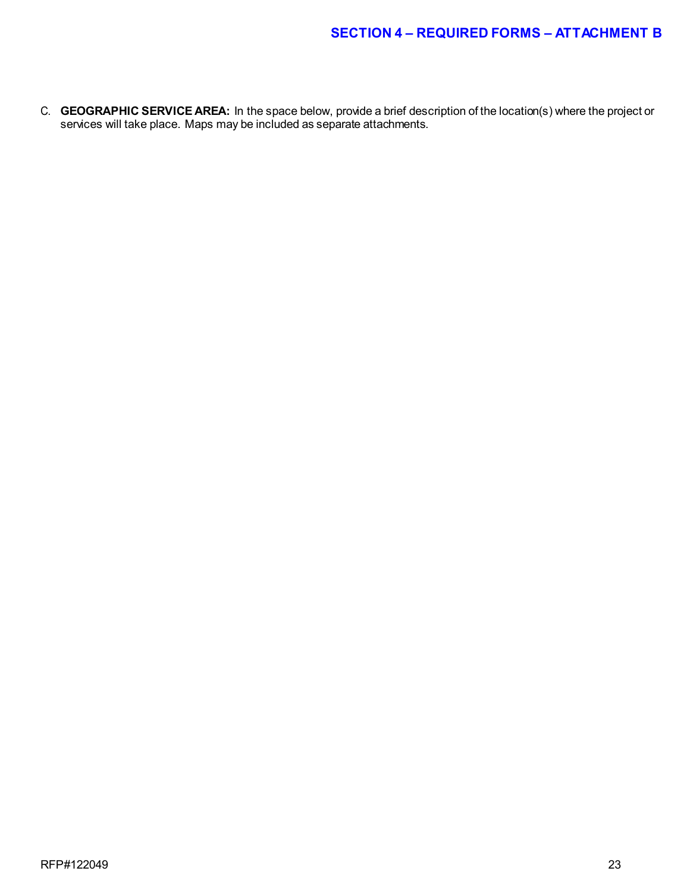## SECTION 4 – REQUIRED FORMS – ATTACHMENT B

C. **GEOGRAPHIC SERVICE AREA:** In the space below, provide a brief description of the location(s) where the project or services will take place. Maps may be included as separate attachments.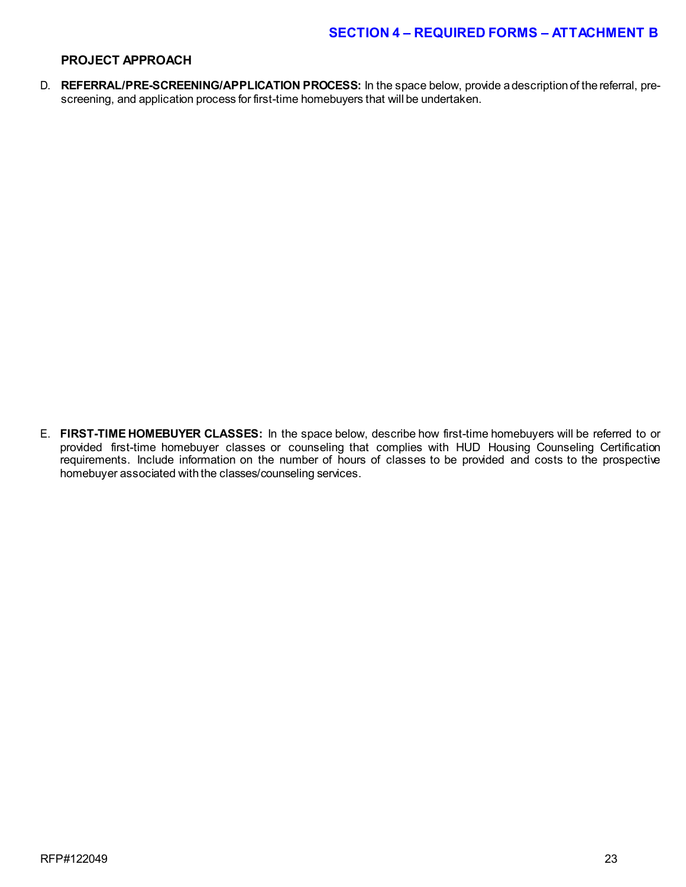## SECTION 4 – REQUIRED FORMS – ATTACHMENT B

### PROJECT APPROACH

D. **REFERRAL/PRE-SCREENING/APPLICATION PROCESS:** In the space below, provide a description of the referral, pre-screening, and application process for first-time homebuyers that will be undertaken.

E. **FIRST-TIME HOMEBUYER CLASSES:** In the space below, describe how first-time homebuyers will be referred to or provided first-time homebuyer classes or counseling that complies with HUD Housing Counseling Certification requirements. Include information on the number of hours of classes to be provided and costs to the prospective homebuyer associated with the classes/counseling services.

RFP#122049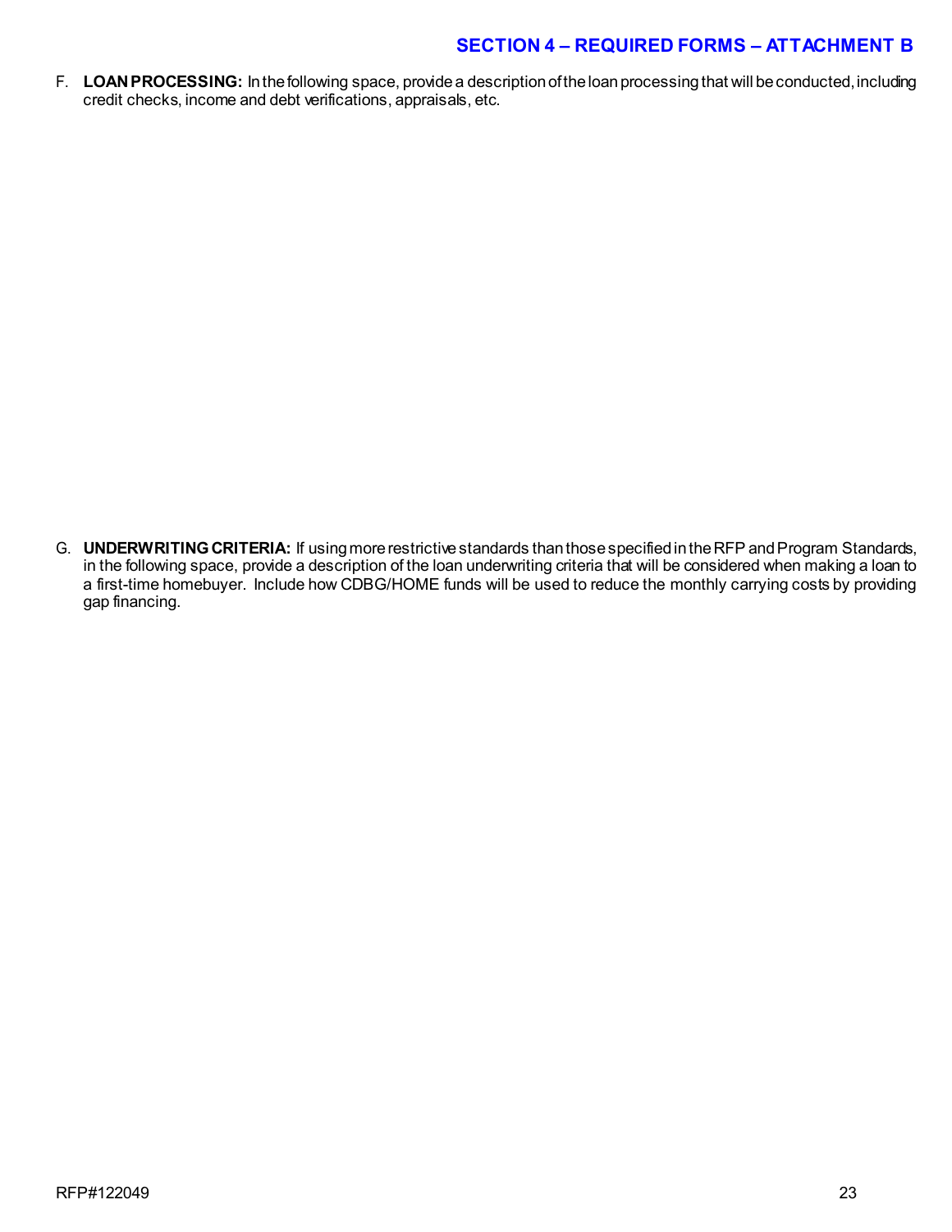## SECTION 4 – REQUIRED FORMS – ATTACHMENT B

F. **LOAN PROCESSING:** In the following space, provide a description of the loan processing that will be conducted, including credit checks, income and debt verifications, appraisals, etc.

G. **UNDERWRITING CRITERIA:** If using more restrictive standards than those specified in the RFP and Program Standards, in the following space, provide a description of the loan underwriting criteria that will be considered when making a loan to a first-time homebuyer. Include how CDBG/HOME funds will be used to reduce the monthly carrying costs by providing gap financing.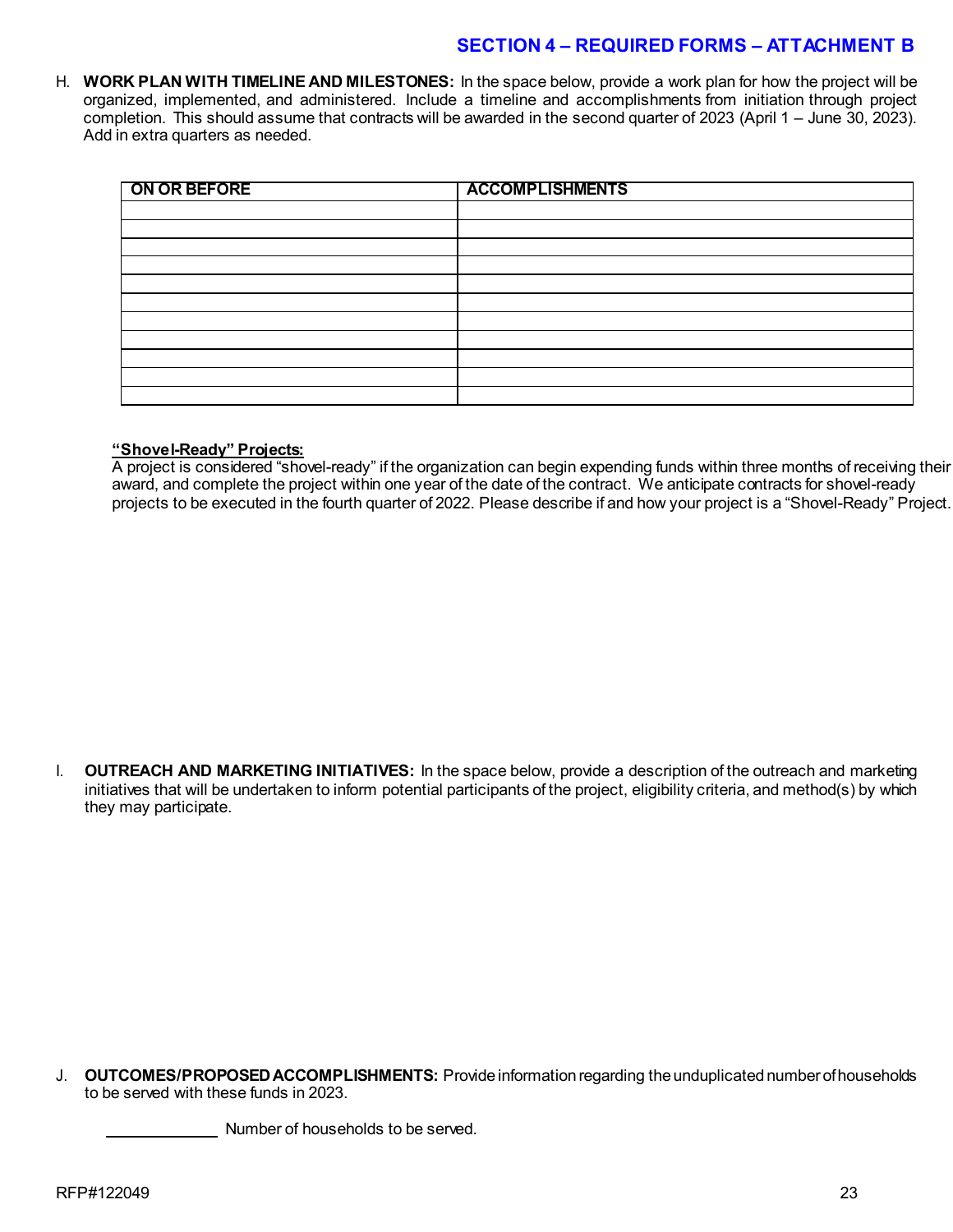## SECTION 4 – REQUIRED FORMS – ATTACHMENT B

H. **WORK PLAN WITH TIMELINE AND MILESTONES:** In the space below, provide a work plan for how the project will be organized, implemented, and administered. Include a timeline and accomplishments from initiation through project completion. This should assume that contracts will be awarded in the second quarter of 2023 (April 1 – June 30, 2023). Add in extra quarters as needed.

| ON OR BEFORE | ACCOMPLISHMENTS |
|---|---|
| | |
| | |
| | |
| | |
| | |
| | |
| | |
| | |
| | |
| | |
| | |

**"Shovel-Ready" Projects:**

A project is considered "shovel-ready" if the organization can begin expending funds within three months of receiving their award, and complete the project within one year of the date of the contract. We anticipate contracts for shovel-ready projects to be executed in the fourth quarter of 2022. Please describe if and how your project is a "Shovel-Ready" Project.

I. **OUTREACH AND MARKETING INITIATIVES:** In the space below, provide a description of the outreach and marketing initiatives that will be undertaken to inform potential participants of the project, eligibility criteria, and method(s) by which they may participate.

J. **OUTCOMES/PROPOSED ACCOMPLISHMENTS:** Provide information regarding the unduplicated number of households to be served with these funds in 2023.

_____________ Number of households to be served.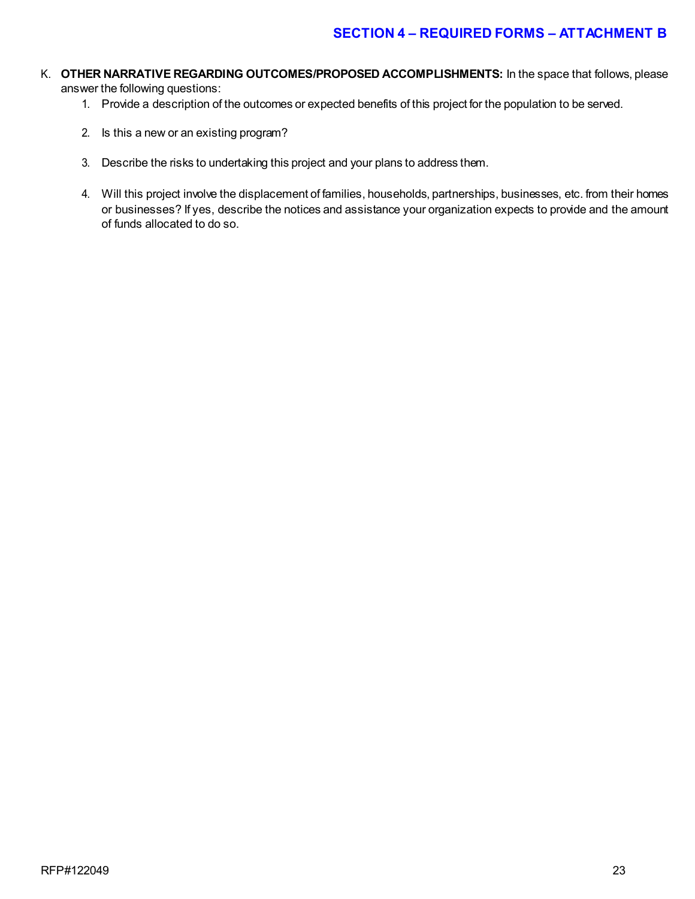## SECTION 4 – REQUIRED FORMS – ATTACHMENT B

K. **OTHER NARRATIVE REGARDING OUTCOMES/PROPOSED ACCOMPLISHMENTS:** In the space that follows, please answer the following questions:

1. Provide a description of the outcomes or expected benefits of this project for the population to be served.

2. Is this a new or an existing program?

3. Describe the risks to undertaking this project and your plans to address them.

4. Will this project involve the displacement of families, households, partnerships, businesses, etc. from their homes or businesses? If yes, describe the notices and assistance your organization expects to provide and the amount of funds allocated to do so.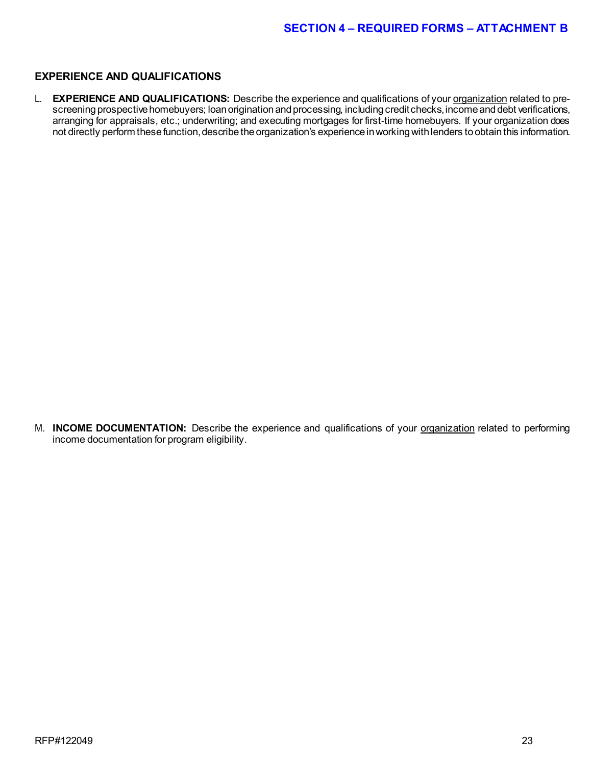## EXPERIENCE AND QUALIFICATIONS

L. **EXPERIENCE AND QUALIFICATIONS:** Describe the experience and qualifications of your <u>organization</u> related to pre-screening prospective homebuyers; loan origination and processing, including credit checks, income and debt verifications, arranging for appraisals, etc.; underwriting; and executing mortgages for first-time homebuyers. If your organization does not directly perform these function, describe the organization's experience in working with lenders to obtain this information.

M. **INCOME DOCUMENTATION:** Describe the experience and qualifications of your <u>organization</u> related to performing income documentation for program eligibility.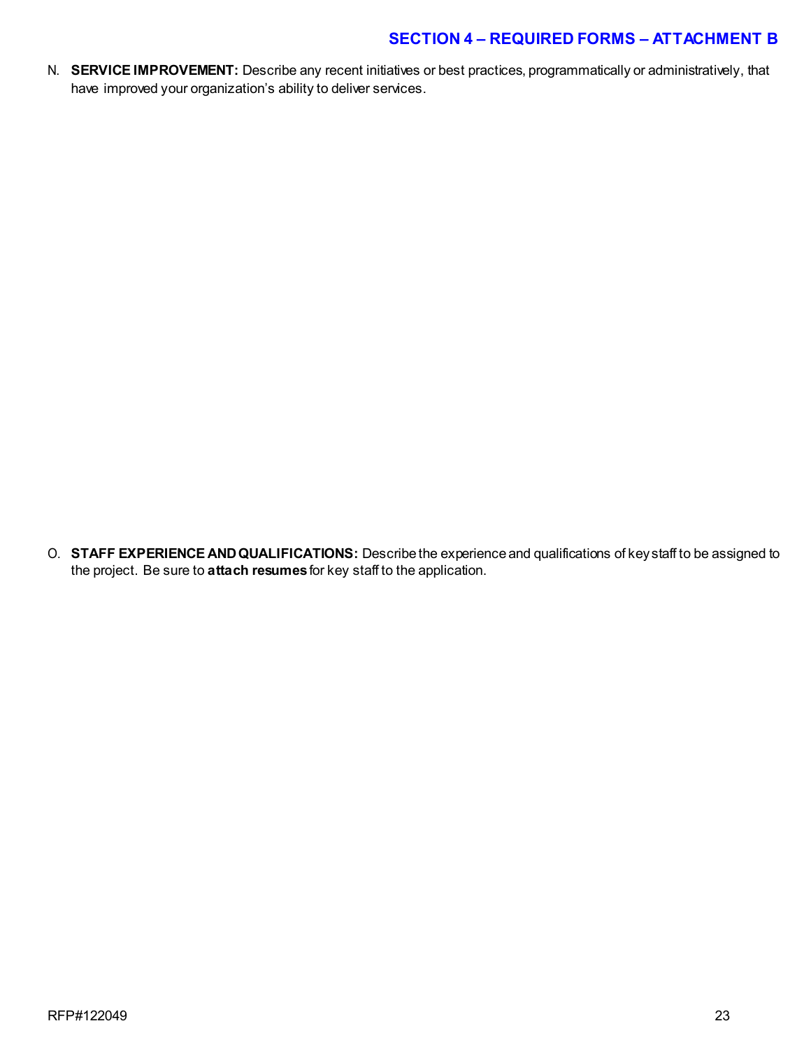## SECTION 4 – REQUIRED FORMS – ATTACHMENT B

N. **SERVICE IMPROVEMENT:** Describe any recent initiatives or best practices, programmatically or administratively, that have improved your organization's ability to deliver services.

O. **STAFF EXPERIENCE AND QUALIFICATIONS:** Describe the experience and qualifications of key staff to be assigned to the project. Be sure to **attach resumes** for key staff to the application.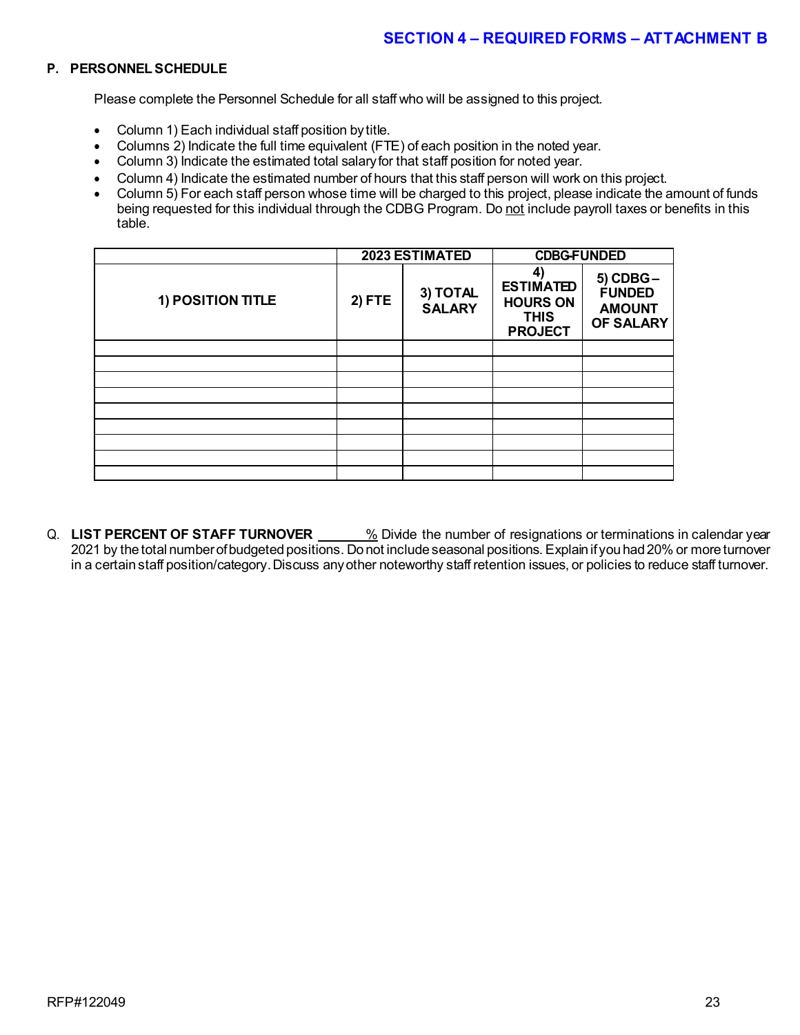**SECTION 4 – REQUIRED FORMS – ATTACHMENT B**

## P. PERSONNEL SCHEDULE

Please complete the Personnel Schedule for all staff who will be assigned to this project.

- Column 1) Each individual staff position by title.
- Columns 2) Indicate the full time equivalent (FTE) of each position in the noted year.
- Column 3) Indicate the estimated total salary for that staff position for noted year.
- Column 4) Indicate the estimated number of hours that this staff person will work on this project.
- Column 5) For each staff person whose time will be charged to this project, please indicate the amount of funds being requested for this individual through the CDBG Program. Do not include payroll taxes or benefits in this table.

| | 2023 ESTIMATED | | CDBG-FUNDED | |
|---|---|---|---|---|
| **1) POSITION TITLE** | **2) FTE** | **3) TOTAL SALARY** | **4) ESTIMATED HOURS ON THIS PROJECT** | **5) CDBG – FUNDED AMOUNT OF SALARY** |
| | | | | |
| | | | | |
| | | | | |
| | | | | |
| | | | | |
| | | | | |
| | | | | |
| | | | | |
| | | | | |

Q. **LIST PERCENT OF STAFF TURNOVER** _______% Divide the number of resignations or terminations in calendar year 2021 by the total number of budgeted positions. Do not include seasonal positions. Explain if you had 20% or more turnover in a certain staff position/category. Discuss any other noteworthy staff retention issues, or policies to reduce staff turnover.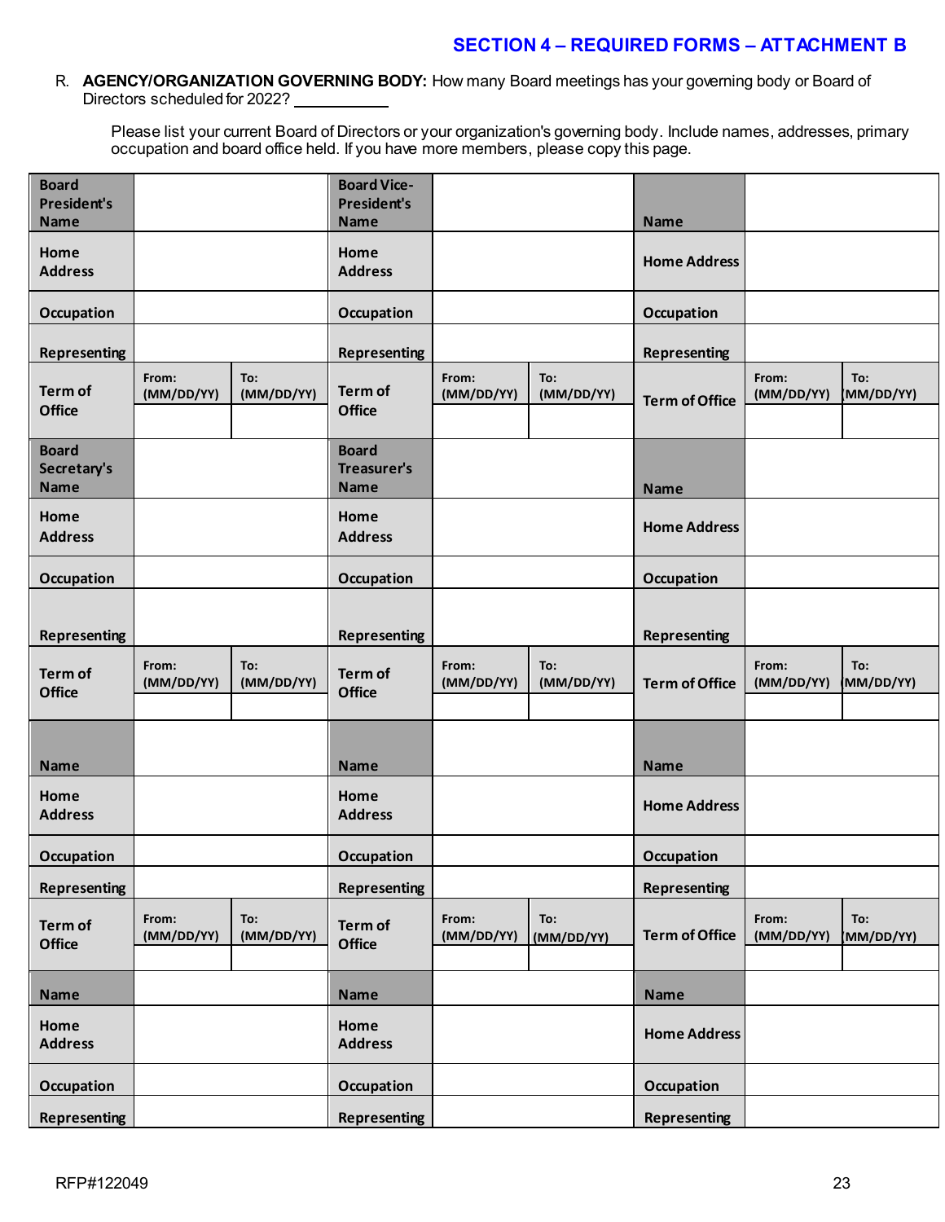## SECTION 4 – REQUIRED FORMS – ATTACHMENT B

R. **AGENCY/ORGANIZATION GOVERNING BODY:** How many Board meetings has your governing body or Board of Directors scheduled for 2022? ___________

Please list your current Board of Directors or your organization's governing body. Include names, addresses, primary occupation and board office held. If you have more members, please copy this page.

| | | | | | | | | |
|---|---|---|---|---|---|---|---|---|
| **Board President's Name** | | | **Board Vice-President's Name** | | | **Name** | | |
| **Home Address** | | | **Home Address** | | | **Home Address** | | |
| **Occupation** | | | **Occupation** | | | **Occupation** | | |
| **Representing** | | | **Representing** | | | **Representing** | | |
| **Term of Office** | **From: (MM/DD/YY)** | **To: (MM/DD/YY)** | **Term of Office** | **From: (MM/DD/YY)** | **To: (MM/DD/YY)** | **Term of Office** | **From: (MM/DD/YY)** | **To: (MM/DD/YY)** |
| | | | | | | | | |
| **Board Secretary's Name** | | | **Board Treasurer's Name** | | | **Name** | | |
| **Home Address** | | | **Home Address** | | | **Home Address** | | |
| **Occupation** | | | **Occupation** | | | **Occupation** | | |
| **Representing** | | | **Representing** | | | **Representing** | | |
| **Term of Office** | **From: (MM/DD/YY)** | **To: (MM/DD/YY)** | **Term of Office** | **From: (MM/DD/YY)** | **To: (MM/DD/YY)** | **Term of Office** | **From: (MM/DD/YY)** | **To: (MM/DD/YY)** |
| | | | | | | | | |
| **Name** | | | **Name** | | | **Name** | | |
| **Home Address** | | | **Home Address** | | | **Home Address** | | |
| **Occupation** | | | **Occupation** | | | **Occupation** | | |
| **Representing** | | | **Representing** | | | **Representing** | | |
| **Term of Office** | **From: (MM/DD/YY)** | **To: (MM/DD/YY)** | **Term of Office** | **From: (MM/DD/YY)** | **To: (MM/DD/YY)** | **Term of Office** | **From: (MM/DD/YY)** | **To: (MM/DD/YY)** |
| | | | | | | | | |
| **Name** | | | **Name** | | | **Name** | | |
| **Home Address** | | | **Home Address** | | | **Home Address** | | |
| **Occupation** | | | **Occupation** | | | **Occupation** | | |
| **Representing** | | | **Representing** | | | **Representing** | | |

RFP#122049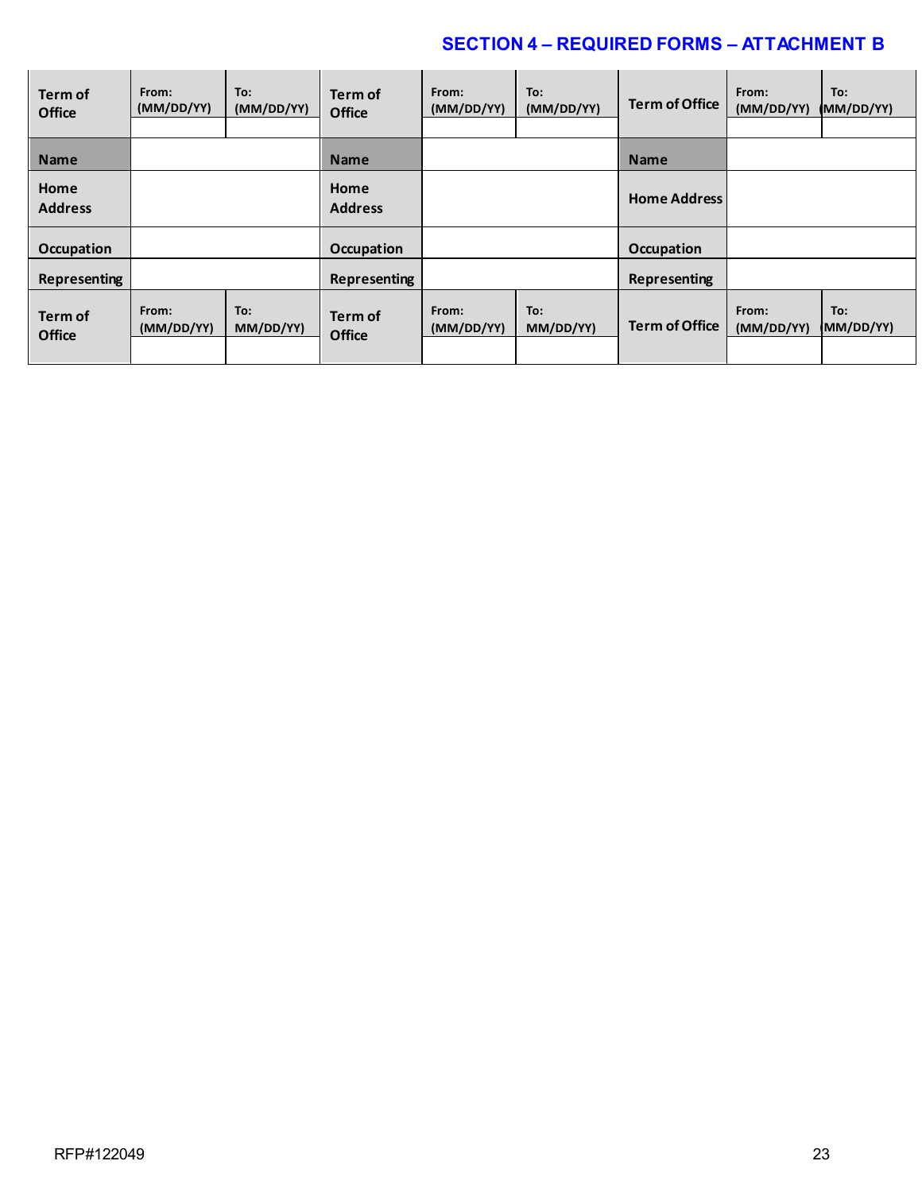## SECTION 4 – REQUIRED FORMS – ATTACHMENT B

| Term of Office | From: (MM/DD/YY) | To: (MM/DD/YY) | Term of Office | From: (MM/DD/YY) | To: (MM/DD/YY) | Term of Office | From: (MM/DD/YY) | To: (MM/DD/YY) |
|---|---|---|---|---|---|---|---|---|
| | | | | | | | | |
| Name | | | Name | | | Name | | |
| Home Address | | | Home Address | | | Home Address | | |
| Occupation | | | Occupation | | | Occupation | | |
| Representing | | | Representing | | | Representing | | |
| Term of Office | From: (MM/DD/YY) | To: MM/DD/YY) | Term of Office | From: (MM/DD/YY) | To: MM/DD/YY) | Term of Office | From: (MM/DD/YY) | To: (MM/DD/YY) |
| | | | | | | | | |

RFP#122049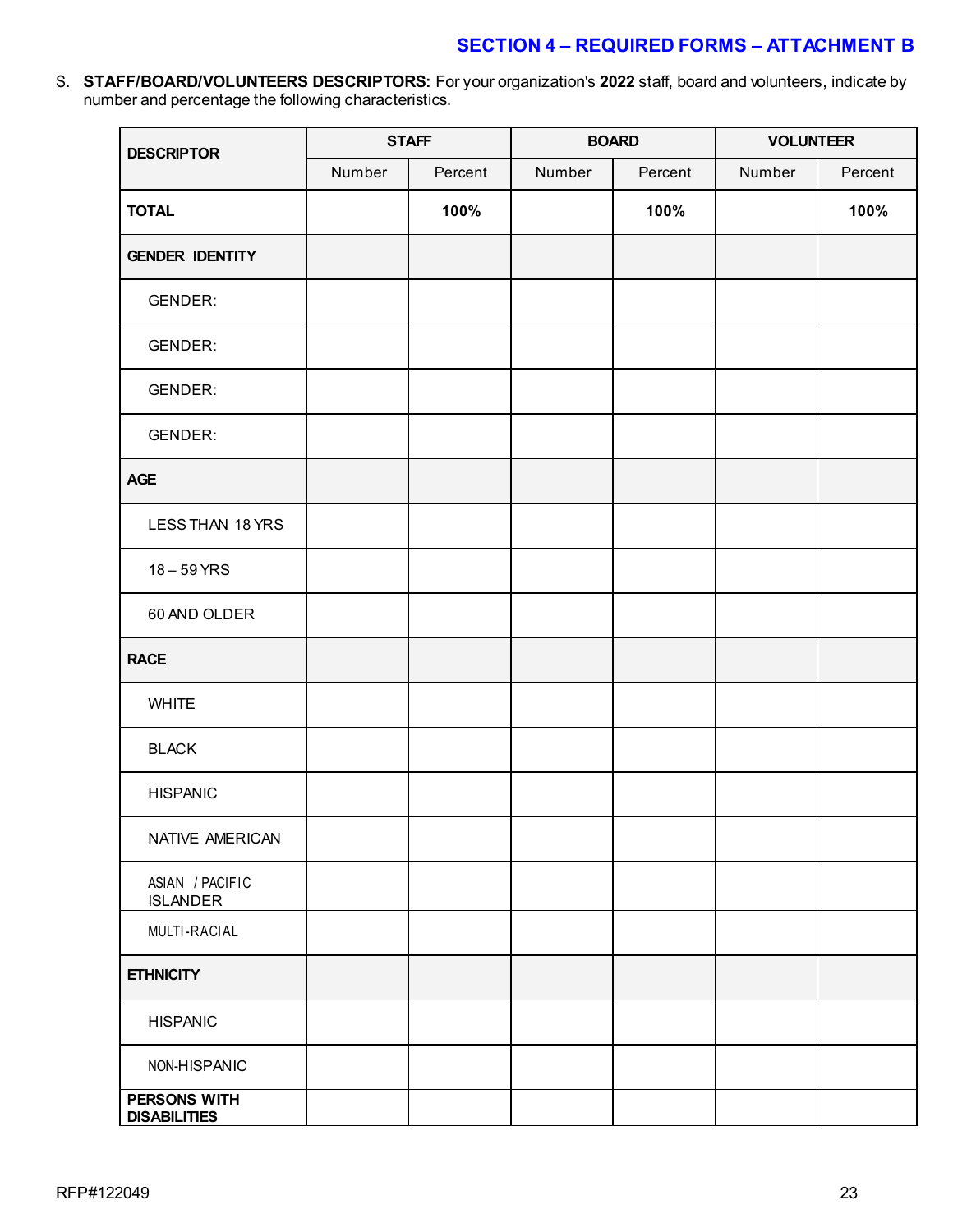## SECTION 4 – REQUIRED FORMS – ATTACHMENT B

S. **STAFF/BOARD/VOLUNTEERS DESCRIPTORS:** For your organization's **2022** staff, board and volunteers, indicate by number and percentage the following characteristics.

| DESCRIPTOR | STAFF | | BOARD | | VOLUNTEER | |
|---|---|---|---|---|---|---|
| | Number | Percent | Number | Percent | Number | Percent |
| **TOTAL** | | **100%** | | **100%** | | **100%** |
| **GENDER IDENTITY** | | | | | | |
| GENDER: | | | | | | |
| GENDER: | | | | | | |
| GENDER: | | | | | | |
| GENDER: | | | | | | |
| **AGE** | | | | | | |
| LESS THAN 18 YRS | | | | | | |
| 18 – 59 YRS | | | | | | |
| 60 AND OLDER | | | | | | |
| **RACE** | | | | | | |
| WHITE | | | | | | |
| BLACK | | | | | | |
| HISPANIC | | | | | | |
| NATIVE AMERICAN | | | | | | |
| ASIAN / PACIFIC ISLANDER | | | | | | |
| MULTI-RACIAL | | | | | | |
| **ETHNICITY** | | | | | | |
| HISPANIC | | | | | | |
| NON-HISPANIC | | | | | | |
| **PERSONS WITH DISABILITIES** | | | | | | |

RFP#122049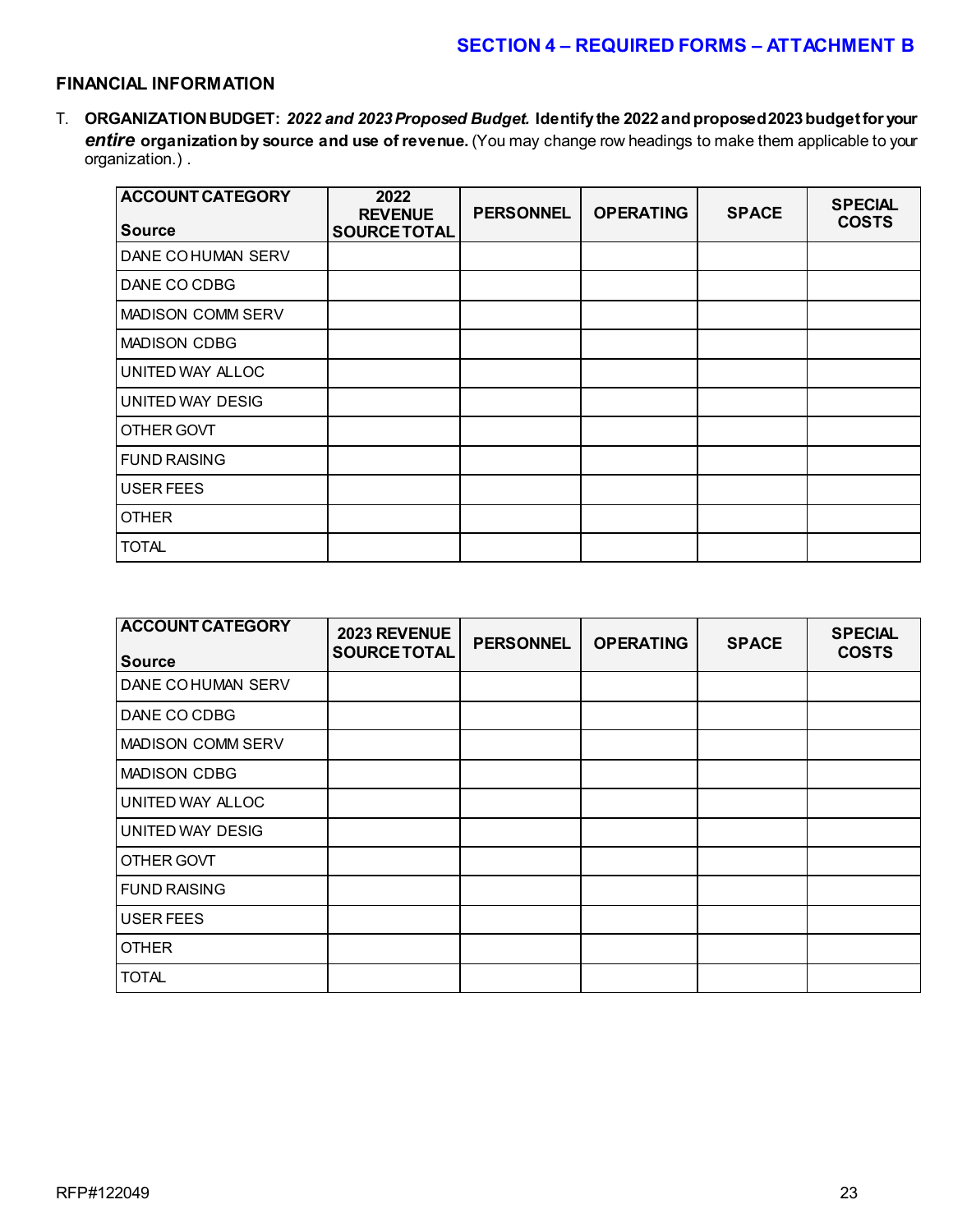## SECTION 4 – REQUIRED FORMS – ATTACHMENT B

### FINANCIAL INFORMATION

T. **ORGANIZATION BUDGET:** ***2022 and 2023 Proposed Budget.*** **Identify the 2022 and proposed 2023 budget for your *entire* organization by source and use of revenue.** (You may change row headings to make them applicable to your organization.) .

| ACCOUNT CATEGORY<br>Source | 2022 REVENUE SOURCE TOTAL | PERSONNEL | OPERATING | SPACE | SPECIAL COSTS |
|---|---|---|---|---|---|
| DANE CO HUMAN SERV | | | | | |
| DANE CO CDBG | | | | | |
| MADISON COMM SERV | | | | | |
| MADISON CDBG | | | | | |
| UNITED WAY ALLOC | | | | | |
| UNITED WAY DESIG | | | | | |
| OTHER GOVT | | | | | |
| FUND RAISING | | | | | |
| USER FEES | | | | | |
| OTHER | | | | | |
| TOTAL | | | | | |

| ACCOUNT CATEGORY<br>Source | 2023 REVENUE SOURCE TOTAL | PERSONNEL | OPERATING | SPACE | SPECIAL COSTS |
|---|---|---|---|---|---|
| DANE CO HUMAN SERV | | | | | |
| DANE CO CDBG | | | | | |
| MADISON COMM SERV | | | | | |
| MADISON CDBG | | | | | |
| UNITED WAY ALLOC | | | | | |
| UNITED WAY DESIG | | | | | |
| OTHER GOVT | | | | | |
| FUND RAISING | | | | | |
| USER FEES | | | | | |
| OTHER | | | | | |
| TOTAL | | | | | |

RFP#122049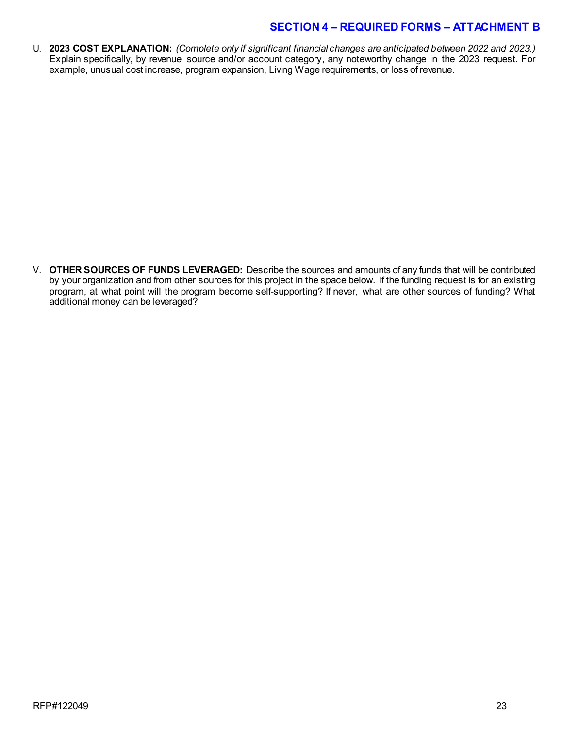## SECTION 4 – REQUIRED FORMS – ATTACHMENT B

U. **2023 COST EXPLANATION:** *(Complete only if significant financial changes are anticipated between 2022 and 2023.)* Explain specifically, by revenue source and/or account category, any noteworthy change in the 2023 request. For example, unusual cost increase, program expansion, Living Wage requirements, or loss of revenue.

V. **OTHER SOURCES OF FUNDS LEVERAGED:** Describe the sources and amounts of any funds that will be contributed by your organization and from other sources for this project in the space below. If the funding request is for an existing program, at what point will the program become self-supporting? If never, what are other sources of funding? What additional money can be leveraged?

RFP#122049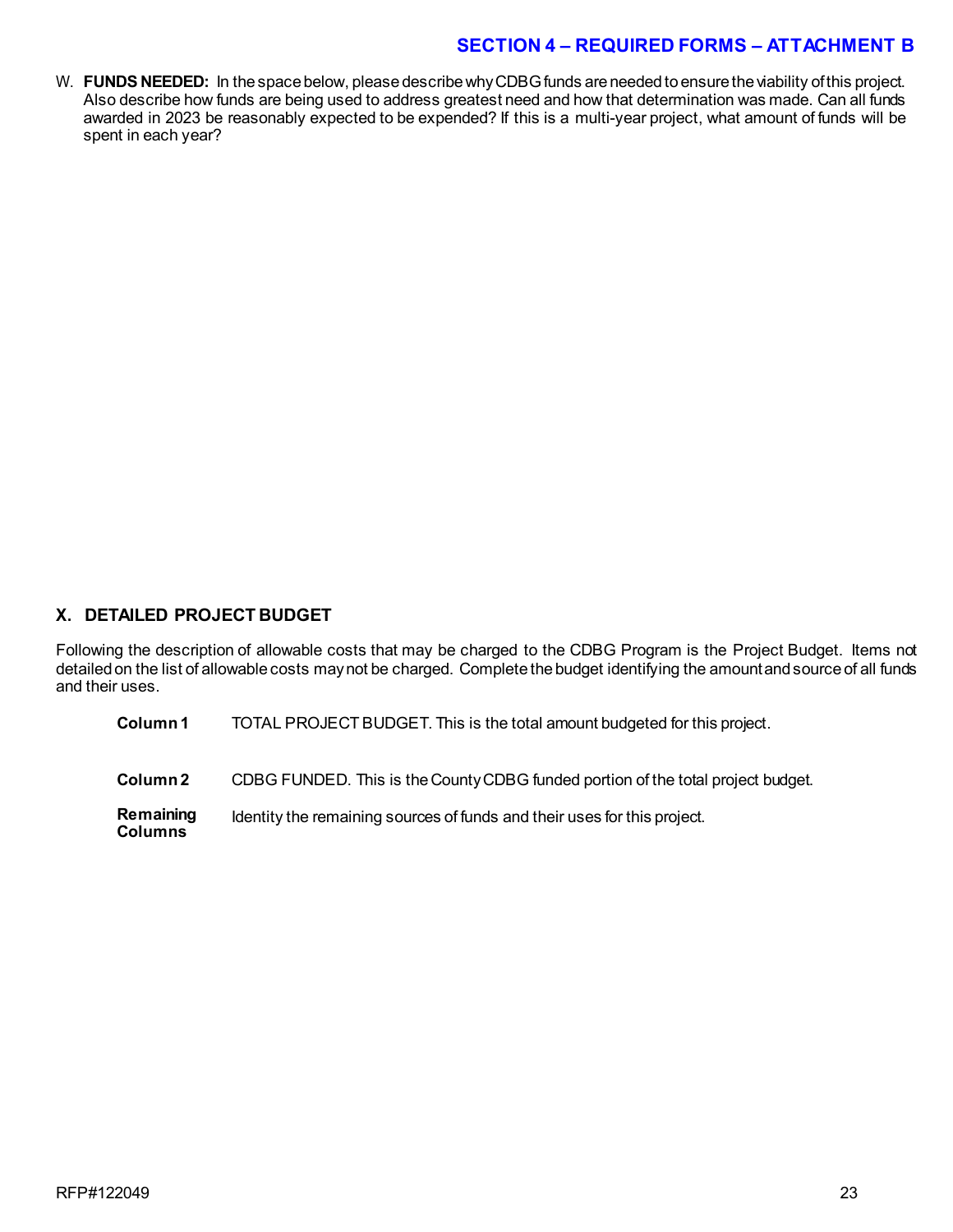## SECTION 4 – REQUIRED FORMS – ATTACHMENT B

W. **FUNDS NEEDED:** In the space below, please describe why CDBG funds are needed to ensure the viability of this project. Also describe how funds are being used to address greatest need and how that determination was made. Can all funds awarded in 2023 be reasonably expected to be expended? If this is a multi-year project, what amount of funds will be spent in each year?

### X. DETAILED PROJECT BUDGET

Following the description of allowable costs that may be charged to the CDBG Program is the Project Budget. Items not detailed on the list of allowable costs may not be charged. Complete the budget identifying the amount and source of all funds and their uses.

| | |
|---|---|
| **Column 1** | TOTAL PROJECT BUDGET. This is the total amount budgeted for this project. |
| **Column 2** | CDBG FUNDED. This is the County CDBG funded portion of the total project budget. |
| **Remaining Columns** | Identity the remaining sources of funds and their uses for this project. |

RFP#122049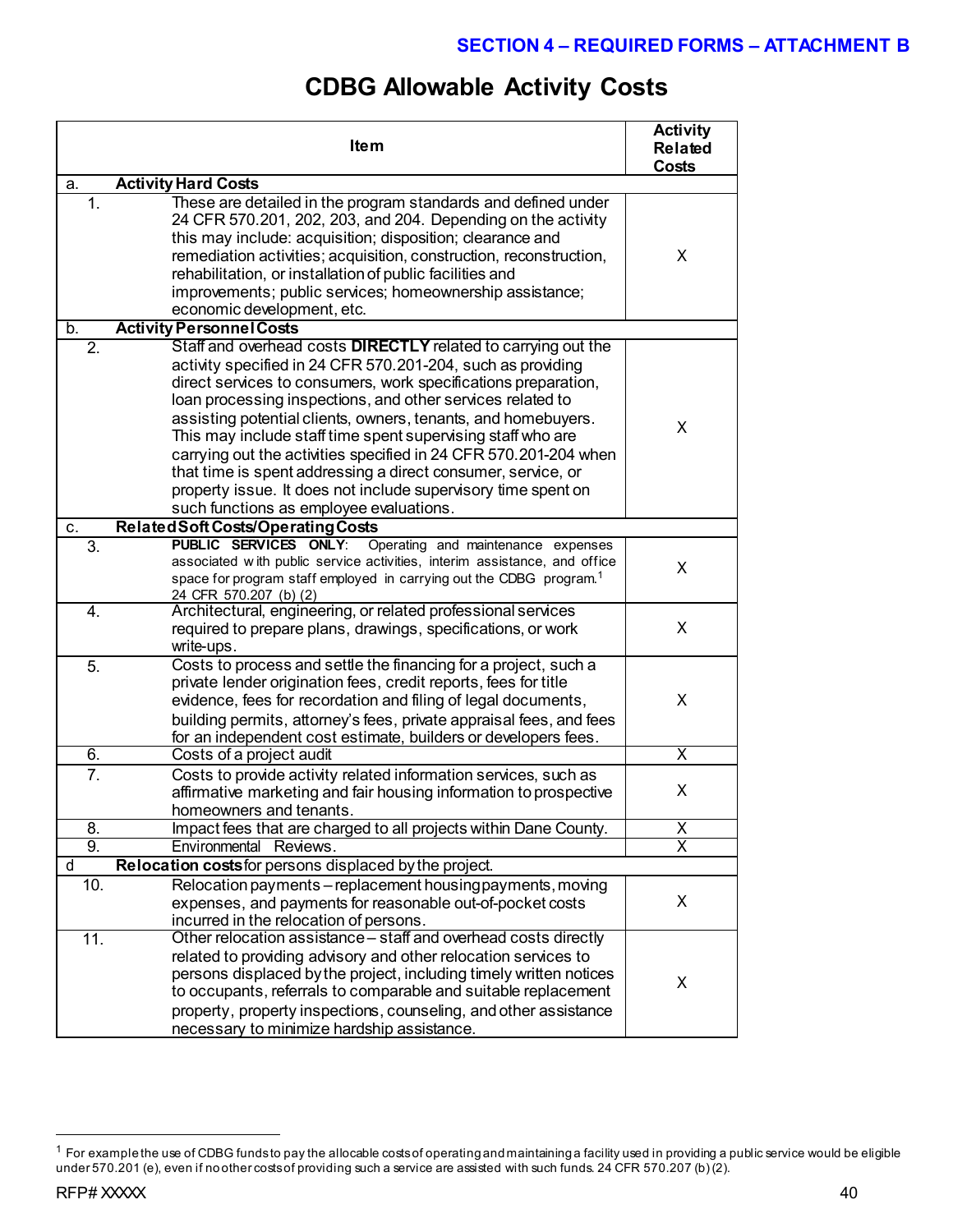**SECTION 4 – REQUIRED FORMS – ATTACHMENT B**

# CDBG Allowable Activity Costs

| | Item | Activity Related Costs |
|---|---|---|
| a. | **Activity Hard Costs** | |
| 1. | These are detailed in the program standards and defined under 24 CFR 570.201, 202, 203, and 204. Depending on the activity this may include: acquisition; disposition; clearance and remediation activities; acquisition, construction, reconstruction, rehabilitation, or installation of public facilities and improvements; public services; homeownership assistance; economic development, etc. | X |
| b. | **Activity Personnel Costs** | |
| 2. | Staff and overhead costs **DIRECTLY** related to carrying out the activity specified in 24 CFR 570.201-204, such as providing direct services to consumers, work specifications preparation, loan processing inspections, and other services related to assisting potential clients, owners, tenants, and homebuyers. This may include staff time spent supervising staff who are carrying out the activities specified in 24 CFR 570.201-204 when that time is spent addressing a direct consumer, service, or property issue. It does not include supervisory time spent on such functions as employee evaluations. | X |
| c. | **Related Soft Costs/Operating Costs** | |
| 3. | **PUBLIC SERVICES ONLY**: Operating and maintenance expenses associated with public service activities, interim assistance, and office space for program staff employed in carrying out the CDBG program.[1] 24 CFR 570.207 (b) (2) | X |
| 4. | Architectural, engineering, or related professional services required to prepare plans, drawings, specifications, or work write-ups. | X |
| 5. | Costs to process and settle the financing for a project, such a private lender origination fees, credit reports, fees for title evidence, fees for recordation and filing of legal documents, building permits, attorney's fees, private appraisal fees, and fees for an independent cost estimate, builders or developers fees. | X |
| 6. | Costs of a project audit | X |
| 7. | Costs to provide activity related information services, such as affirmative marketing and fair housing information to prospective homeowners and tenants. | X |
| 8. | Impact fees that are charged to all projects within Dane County. | X |
| 9. | Environmental Reviews. | X |
| d | **Relocation costs** for persons displaced by the project. | |
| 10. | Relocation payments – replacement housing payments, moving expenses, and payments for reasonable out-of-pocket costs incurred in the relocation of persons. | X |
| 11. | Other relocation assistance – staff and overhead costs directly related to providing advisory and other relocation services to persons displaced by the project, including timely written notices to occupants, referrals to comparable and suitable replacement property, property inspections, counseling, and other assistance necessary to minimize hardship assistance. | X |

[1] For example the use of CDBG funds to pay the allocable costs of operating and maintaining a facility used in providing a public service would be eligible under 570.201 (e), even if no other costs of providing such a service are assisted with such funds. 24 CFR 570.207 (b) (2).

RFP# XXXXX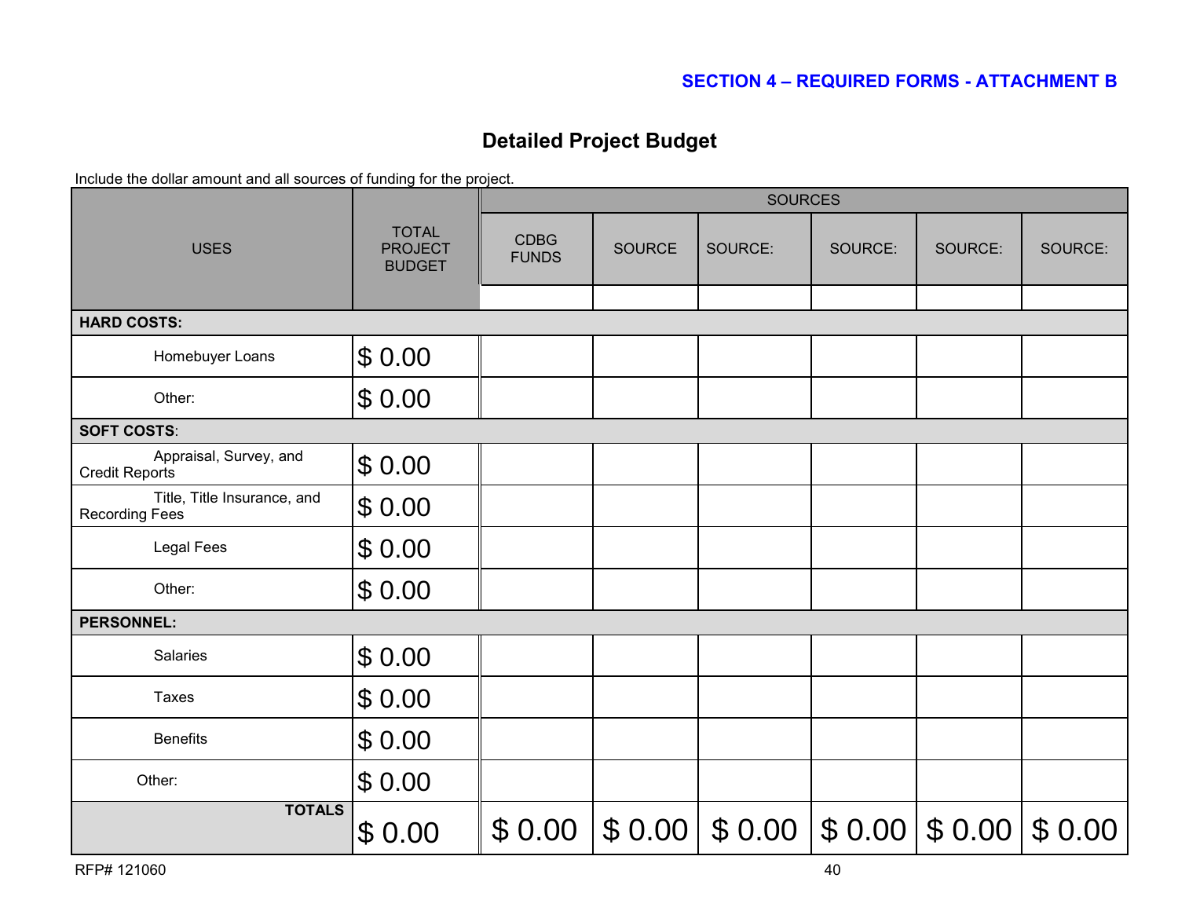SECTION 4 – REQUIRED FORMS - ATTACHMENT B

## Detailed Project Budget

Include the dollar amount and all sources of funding for the project.

| USES | TOTAL PROJECT BUDGET | SOURCES | | | | | |
|---|---|---|---|---|---|---|---|
| | | CDBG FUNDS | SOURCE | SOURCE: | SOURCE: | SOURCE: | SOURCE: |
| | | | | | | | |
| **HARD COSTS:** | | | | | | | |
| Homebuyer Loans | $ 0.00 | | | | | | |
| Other: | $ 0.00 | | | | | | |
| **SOFT COSTS:** | | | | | | | |
| Appraisal, Survey, and Credit Reports | $ 0.00 | | | | | | |
| Title, Title Insurance, and Recording Fees | $ 0.00 | | | | | | |
| Legal Fees | $ 0.00 | | | | | | |
| Other: | $ 0.00 | | | | | | |
| **PERSONNEL:** | | | | | | | |
| Salaries | $ 0.00 | | | | | | |
| Taxes | $ 0.00 | | | | | | |
| Benefits | $ 0.00 | | | | | | |
| Other: | $ 0.00 | | | | | | |
| **TOTALS** | $ 0.00 | $ 0.00 | $ 0.00 | $ 0.00 | $ 0.00 | $ 0.00 | $ 0.00 |

RFP# 121060